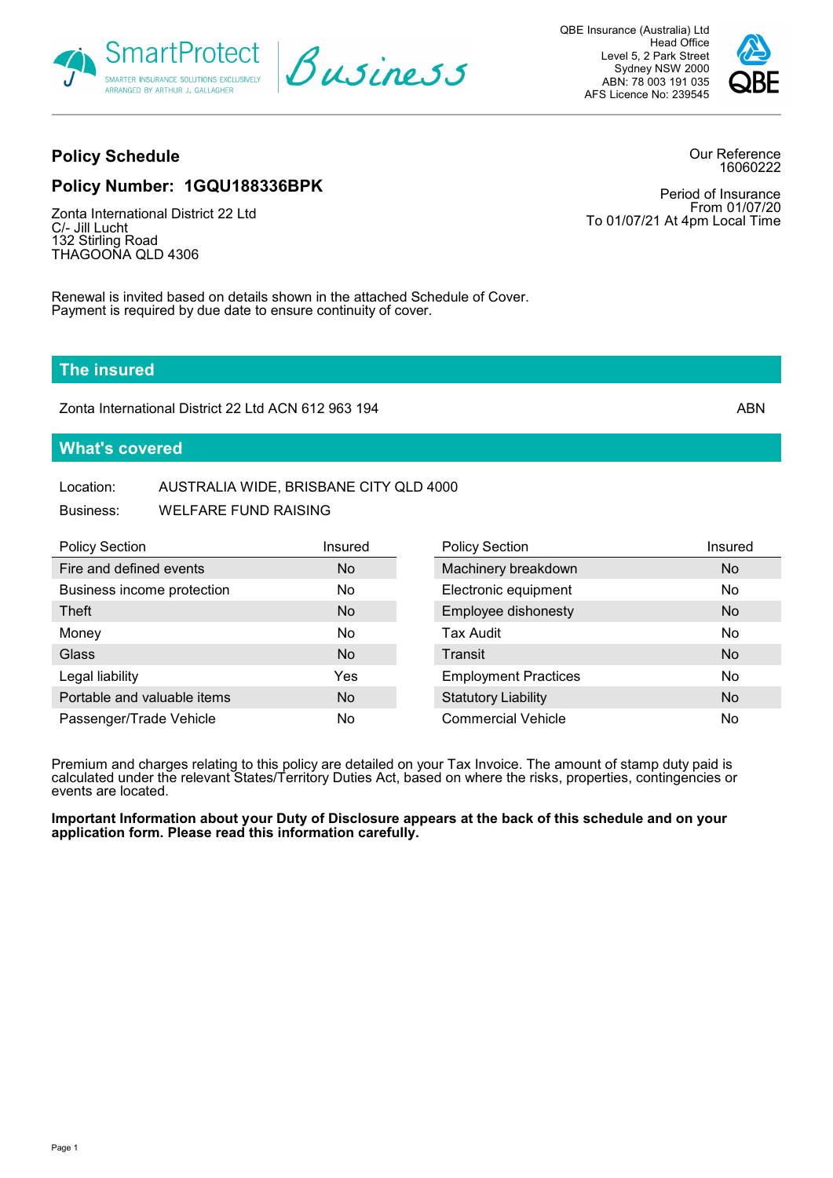SmartProtect Business

SMARTER INSURANCE SOLUTIONS EXCLUSIVELY ARRANGED BY ARTHUR J. GALLAGHER

QBE Insurance (Australia) Ltd
Head Office
Level 5, 2 Park Street
Sydney NSW 2000
ABN: 78 003 191 035
AFS Licence No: 239545

## Policy Schedule

Our Reference
16060222

## Policy Number: 1GQU188336BPK

Period of Insurance
From 01/07/20
To 01/07/21 At 4pm Local Time

Zonta International District 22 Ltd
C/- Jill Lucht
132 Stirling Road
THAGOONA QLD 4306

Renewal is invited based on details shown in the attached Schedule of Cover.
Payment is required by due date to ensure continuity of cover.

## The insured

Zonta International District 22 Ltd ACN 612 963 194 ABN

## What's covered

Location: AUSTRALIA WIDE, BRISBANE CITY QLD 4000

Business: WELFARE FUND RAISING

| Policy Section | Insured | Policy Section | Insured |
|---|---|---|---|
| Fire and defined events | No | Machinery breakdown | No |
| Business income protection | No | Electronic equipment | No |
| Theft | No | Employee dishonesty | No |
| Money | No | Tax Audit | No |
| Glass | No | Transit | No |
| Legal liability | Yes | Employment Practices | No |
| Portable and valuable items | No | Statutory Liability | No |
| Passenger/Trade Vehicle | No | Commercial Vehicle | No |

Premium and charges relating to this policy are detailed on your Tax Invoice. The amount of stamp duty paid is calculated under the relevant States/Territory Duties Act, based on where the risks, properties, contingencies or events are located.

**Important Information about your Duty of Disclosure appears at the back of this schedule and on your application form. Please read this information carefully.**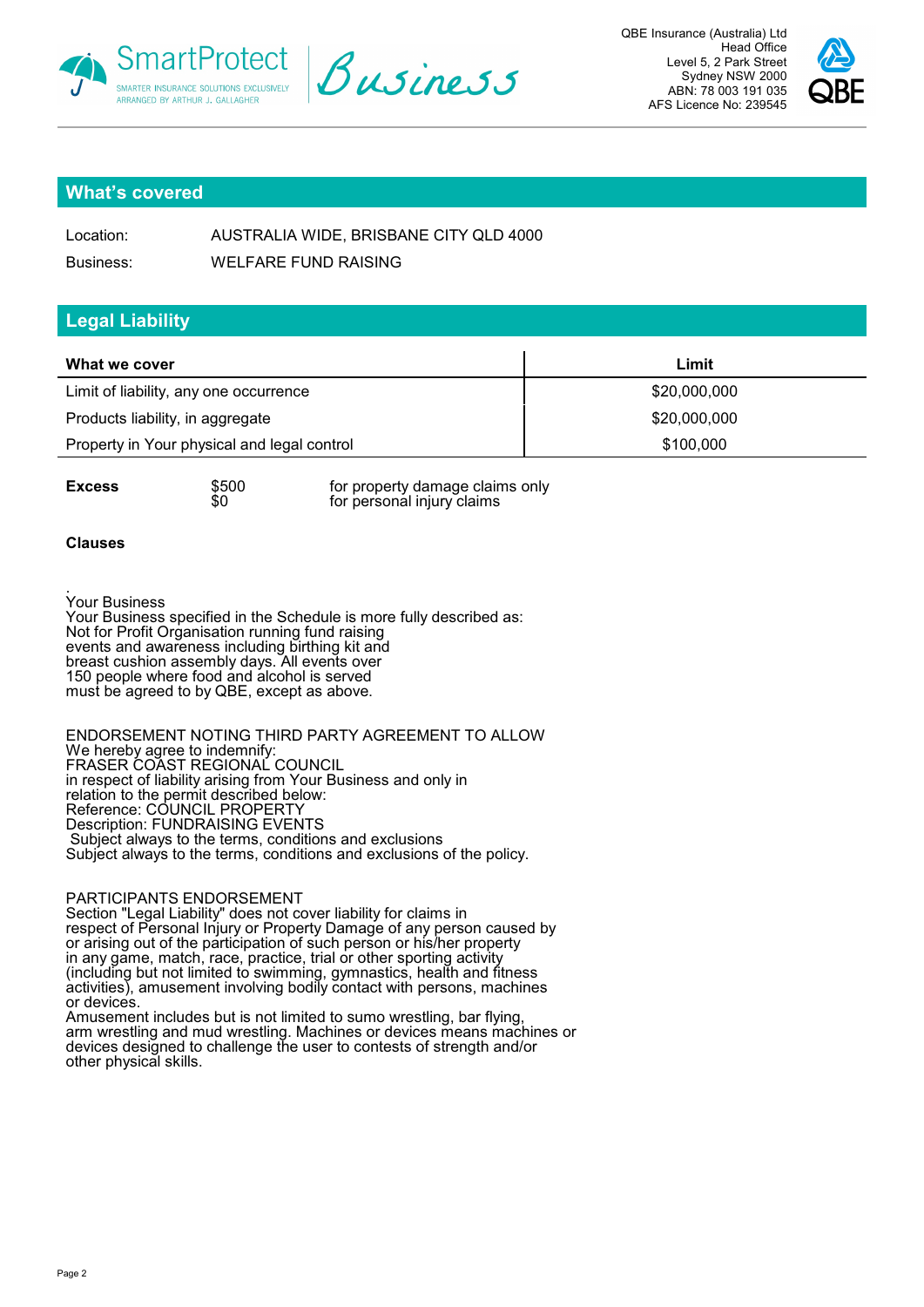## What's covered

Location: AUSTRALIA WIDE, BRISBANE CITY QLD 4000

Business: WELFARE FUND RAISING

## Legal Liability

| What we cover | Limit |
|---|---|
| Limit of liability, any one occurrence | $20,000,000 |
| Products liability, in aggregate | $20,000,000 |
| Property in Your physical and legal control | $100,000 |

**Excess** $500 for property damage claims only
$0 for personal injury claims

**Clauses**

.
Your Business
Your Business specified in the Schedule is more fully described as:
Not for Profit Organisation running fund raising
events and awareness including birthing kit and
breast cushion assembly days. All events over
150 people where food and alcohol is served
must be agreed to by QBE, except as above.

ENDORSEMENT NOTING THIRD PARTY AGREEMENT TO ALLOW
We hereby agree to indemnify:
FRASER COAST REGIONAL COUNCIL
in respect of liability arising from Your Business and only in
relation to the permit described below:
Reference: COUNCIL PROPERTY
Description: FUNDRAISING EVENTS
Subject always to the terms, conditions and exclusions
Subject always to the terms, conditions and exclusions of the policy.

PARTICIPANTS ENDORSEMENT
Section "Legal Liability" does not cover liability for claims in
respect of Personal Injury or Property Damage of any person caused by
or arising out of the participation of such person or his/her property
in any game, match, race, practice, trial or other sporting activity
(including but not limited to swimming, gymnastics, health and fitness
activities), amusement involving bodily contact with persons, machines
or devices.
Amusement includes but is not limited to sumo wrestling, bar flying,
arm wrestling and mud wrestling. Machines or devices means machines or
devices designed to challenge the user to contests of strength and/or
other physical skills.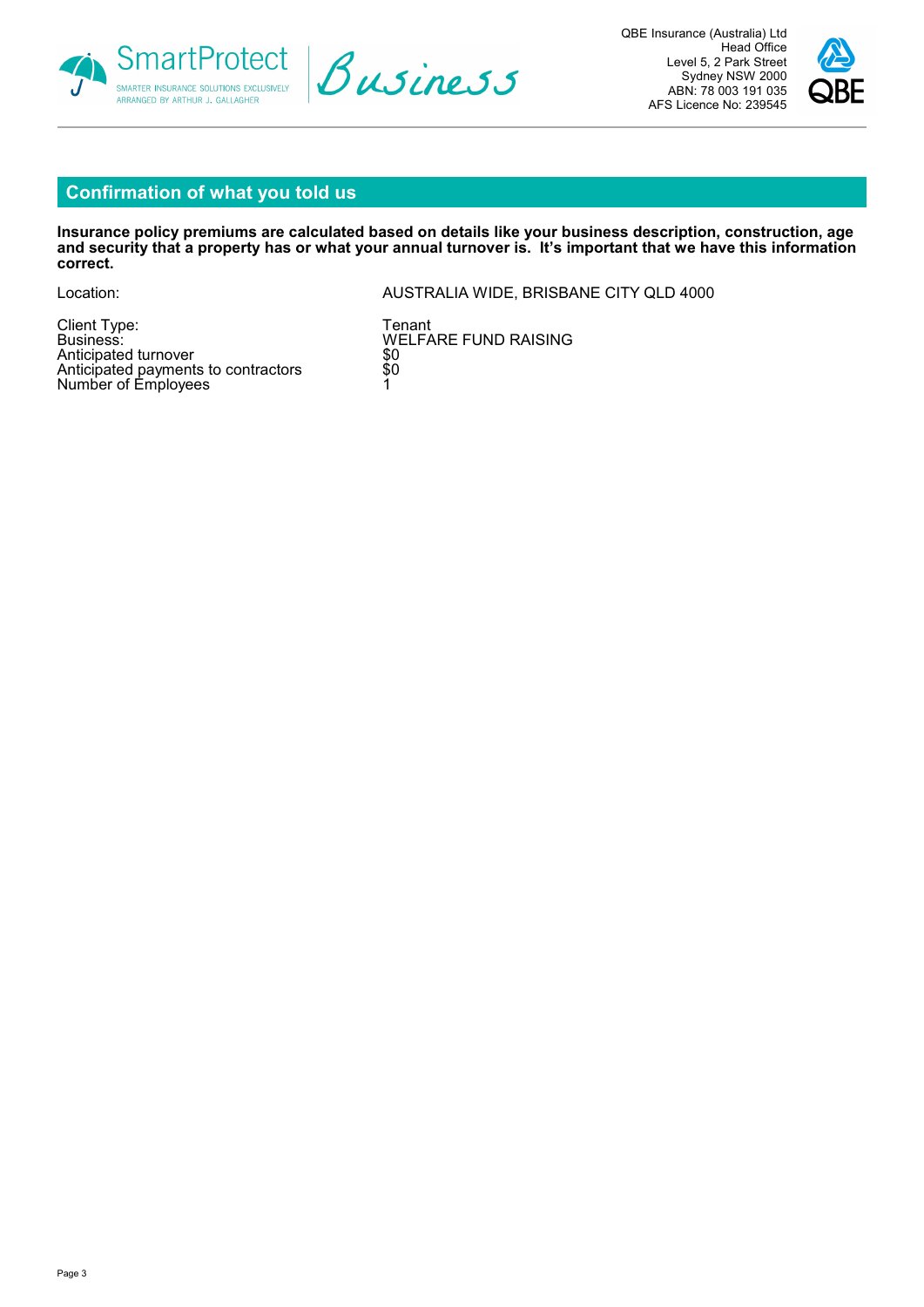## Confirmation of what you told us

**Insurance policy premiums are calculated based on details like your business description, construction, age and security that a property has or what your annual turnover is. It's important that we have this information correct.**

| | |
|---|---|
| Location: | AUSTRALIA WIDE, BRISBANE CITY QLD 4000 |
| Client Type: | Tenant |
| Business: | WELFARE FUND RAISING |
| Anticipated turnover | $0 |
| Anticipated payments to contractors | $0 |
| Number of Employees | 1 |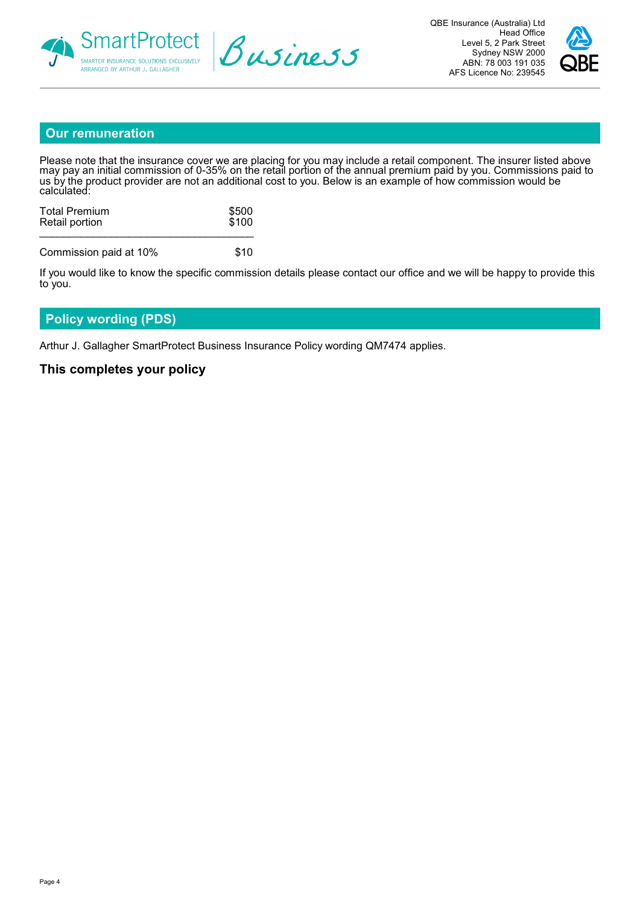## Our remuneration

Please note that the insurance cover we are placing for you may include a retail component. The insurer listed above may pay an initial commission of 0-35% on the retail portion of the annual premium paid by you. Commissions paid to us by the product provider are not an additional cost to you. Below is an example of how commission would be calculated:

| | |
|---|---|
| Total Premium | $500 |
| Retail portion | $100 |
| Commission paid at 10% | $10 |

If you would like to know the specific commission details please contact our office and we will be happy to provide this to you.

## Policy wording (PDS)

Arthur J. Gallagher SmartProtect Business Insurance Policy wording QM7474 applies.

### This completes your policy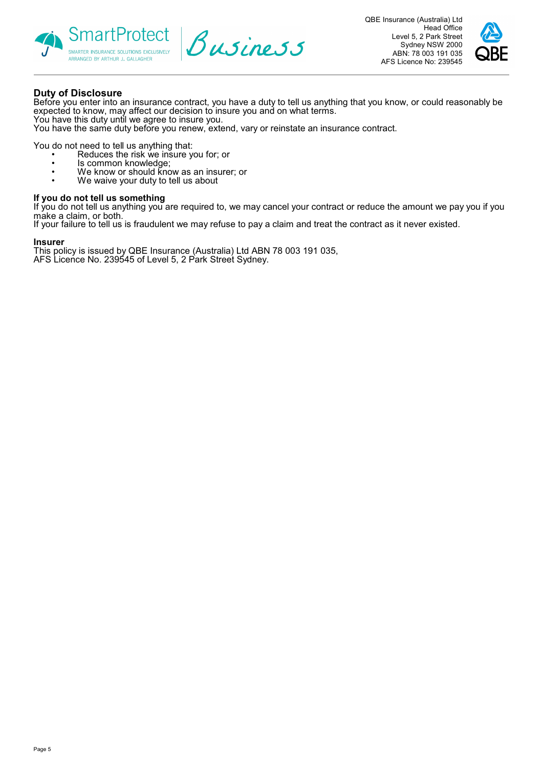## Duty of Disclosure

Before you enter into an insurance contract, you have a duty to tell us anything that you know, or could reasonably be expected to know, may affect our decision to insure you and on what terms.
You have this duty until we agree to insure you.
You have the same duty before you renew, extend, vary or reinstate an insurance contract.

You do not need to tell us anything that:

- Reduces the risk we insure you for; or
- Is common knowledge;
- We know or should know as an insurer; or
- We waive your duty to tell us about

### If you do not tell us something

If you do not tell us anything you are required to, we may cancel your contract or reduce the amount we pay you if you make a claim, or both.
If your failure to tell us is fraudulent we may refuse to pay a claim and treat the contract as it never existed.

### Insurer

This policy is issued by QBE Insurance (Australia) Ltd ABN 78 003 191 035,
AFS Licence No. 239545 of Level 5, 2 Park Street Sydney.